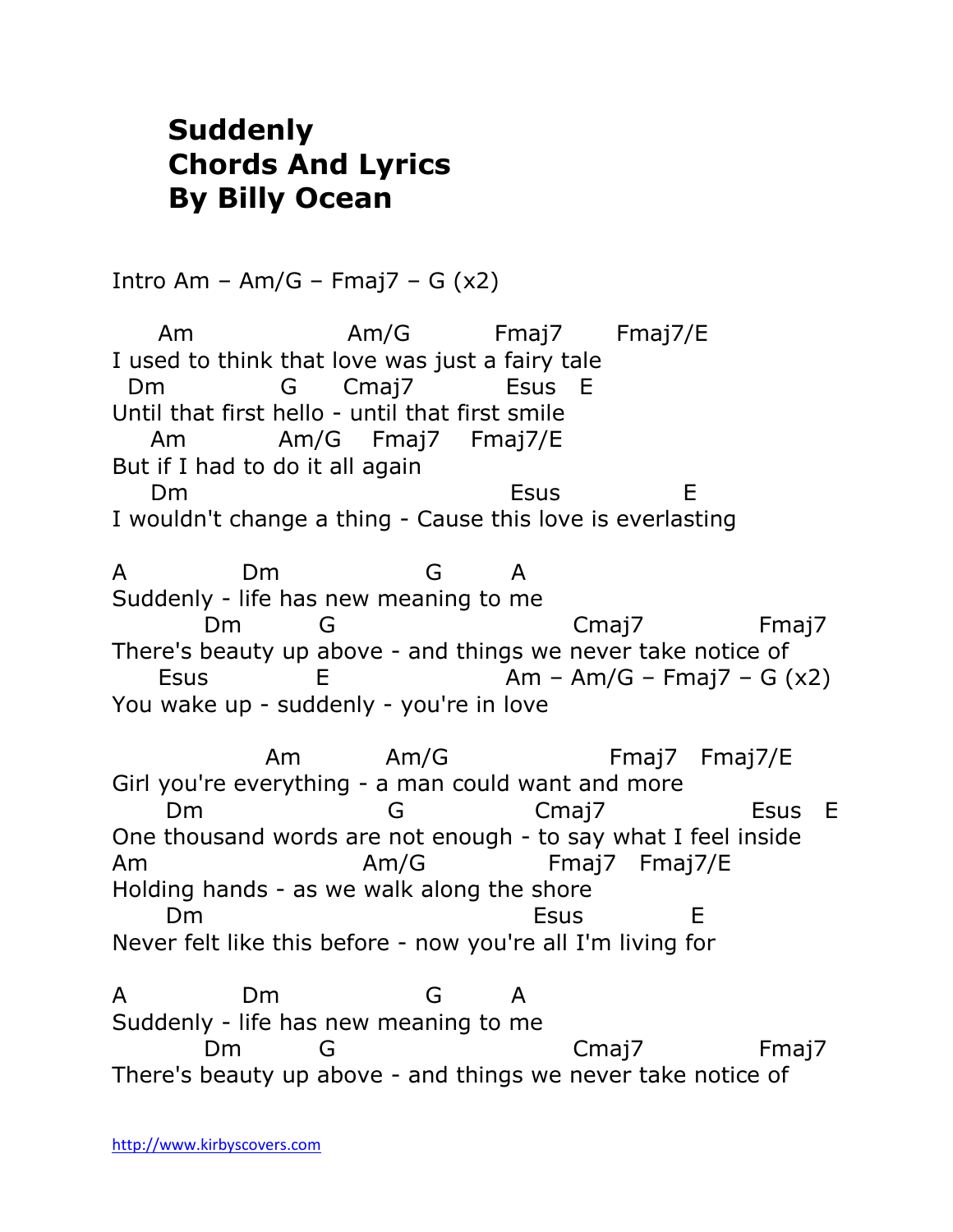# Suddenly
# Chords And Lyrics
# By Billy Ocean

Intro Am – Am/G – Fmaj7 – G (x2)

```
     Am                  Am/G          Fmaj7      Fmaj7/E
I used to think that love was just a fairy tale
  Dm              G      Cmaj7           Esus   E
Until that first hello - until that first smile
    Am           Am/G    Fmaj7    Fmaj7/E
But if I had to do it all again
    Dm                                Esus               E
I wouldn't change a thing - Cause this love is everlasting

A             Dm                 G        A
Suddenly - life has new meaning to me
         Dm         G                          Cmaj7              Fmaj7
There's beauty up above - and things we never take notice of
     Esus            E                       Am – Am/G – Fmaj7 – G (x2)
You wake up - suddenly - you're in love

                Am          Am/G                 Fmaj7   Fmaj7/E
Girl you're everything - a man could want and more
     Dm                    G                Cmaj7                Esus   E
One thousand words are not enough - to say what I feel inside
Am                      Am/G              Fmaj7   Fmaj7/E
Holding hands - as we walk along the shore
     Dm                                    Esus             E
Never felt like this before - now you're all I'm living for

A             Dm                 G        A
Suddenly - life has new meaning to me
         Dm         G                          Cmaj7              Fmaj7
There's beauty up above - and things we never take notice of
```

http://www.kirbyscovers.com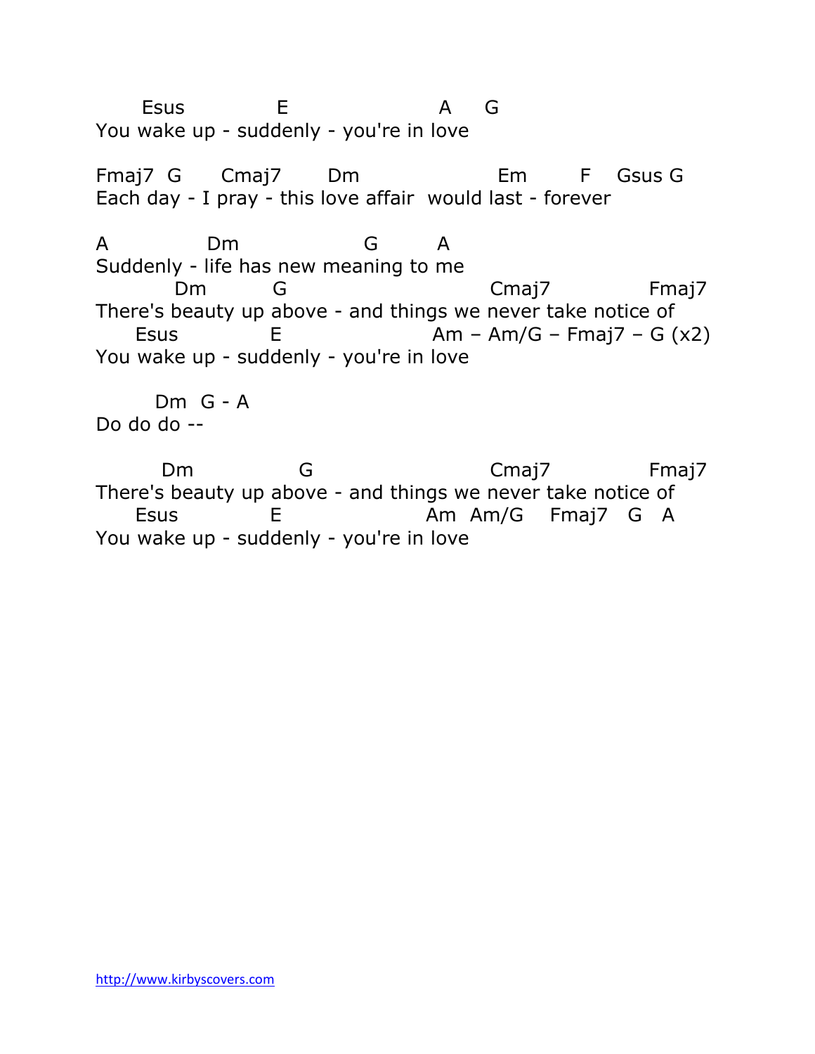```
      Esus              E                       A     G
You wake up - suddenly - you're in love

Fmaj7  G      Cmaj7       Dm                   Em        F    Gsus G
Each day - I pray - this love affair  would last - forever

A              Dm                   G         A
Suddenly - life has new meaning to me
           Dm          G                          Cmaj7               Fmaj7
There's beauty up above - and things we never take notice of
     Esus              E                    Am – Am/G – Fmaj7 – G (x2)
You wake up - suddenly - you're in love

       Dm  G - A
Do do do --

         Dm              G                        Cmaj7               Fmaj7
There's beauty up above - and things we never take notice of
     Esus              E                   Am  Am/G    Fmaj7   G   A
You wake up - suddenly - you're in love
```

http://www.kirbyscovers.com